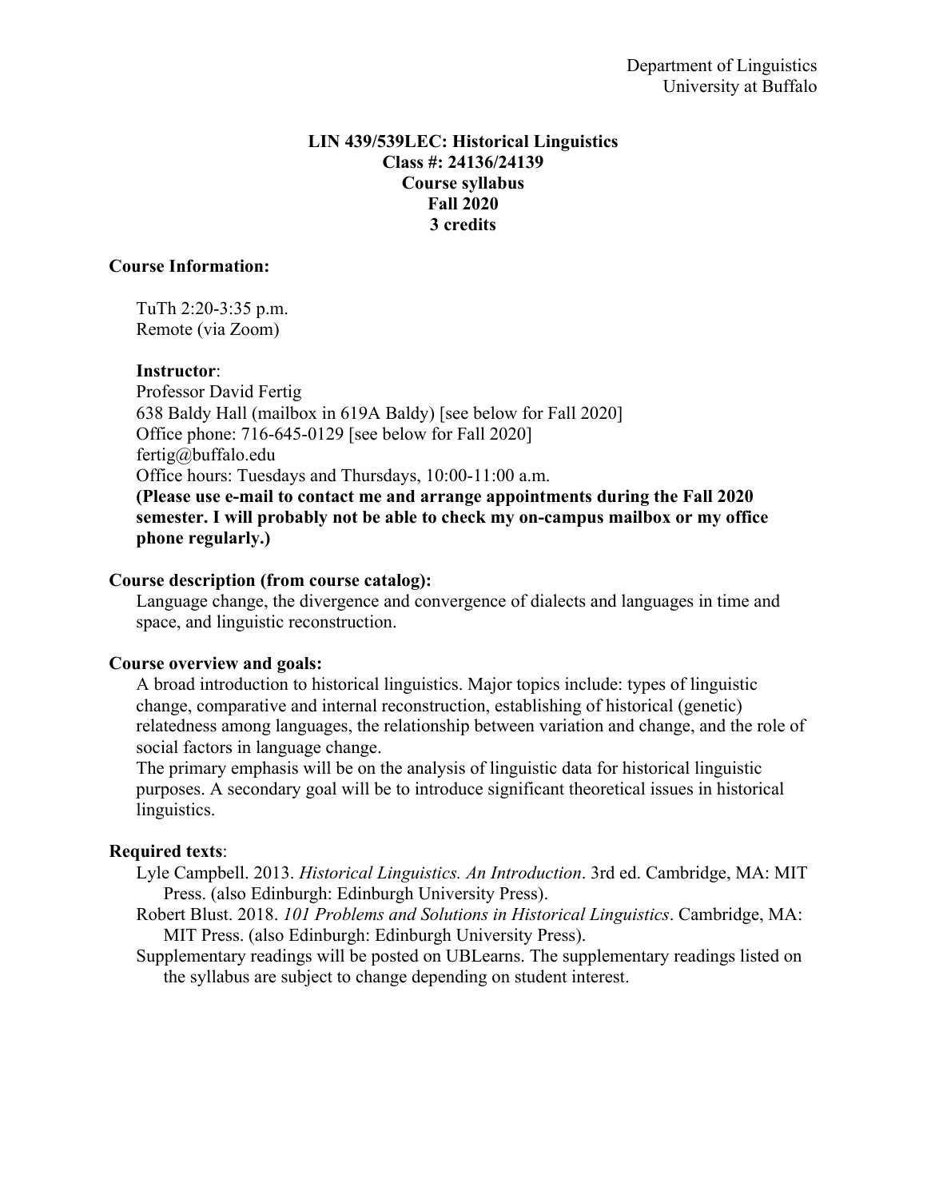Department of Linguistics
University at Buffalo

**LIN 439/539LEC: Historical Linguistics**
**Class #: 24136/24139**
**Course syllabus**
**Fall 2020**
**3 credits**

**Course Information:**

TuTh 2:20-3:35 p.m.
Remote (via Zoom)

**Instructor**:
Professor David Fertig
638 Baldy Hall (mailbox in 619A Baldy) [see below for Fall 2020]
Office phone: 716-645-0129 [see below for Fall 2020]
fertig@buffalo.edu
Office hours: Tuesdays and Thursdays, 10:00-11:00 a.m.
**(Please use e-mail to contact me and arrange appointments during the Fall 2020 semester. I will probably not be able to check my on-campus mailbox or my office phone regularly.)**

**Course description (from course catalog):**

Language change, the divergence and convergence of dialects and languages in time and space, and linguistic reconstruction.

**Course overview and goals:**

A broad introduction to historical linguistics. Major topics include: types of linguistic change, comparative and internal reconstruction, establishing of historical (genetic) relatedness among languages, the relationship between variation and change, and the role of social factors in language change.

The primary emphasis will be on the analysis of linguistic data for historical linguistic purposes. A secondary goal will be to introduce significant theoretical issues in historical linguistics.

**Required texts**:

Lyle Campbell. 2013. *Historical Linguistics. An Introduction*. 3rd ed. Cambridge, MA: MIT Press. (also Edinburgh: Edinburgh University Press).

Robert Blust. 2018. *101 Problems and Solutions in Historical Linguistics*. Cambridge, MA: MIT Press. (also Edinburgh: Edinburgh University Press).

Supplementary readings will be posted on UBLearns. The supplementary readings listed on the syllabus are subject to change depending on student interest.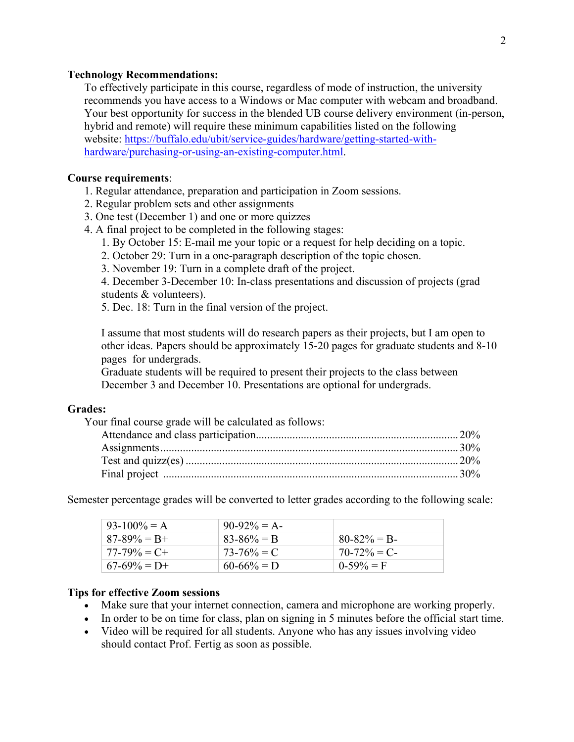**Technology Recommendations:**

To effectively participate in this course, regardless of mode of instruction, the university recommends you have access to a Windows or Mac computer with webcam and broadband. Your best opportunity for success in the blended UB course delivery environment (in-person, hybrid and remote) will require these minimum capabilities listed on the following website: [https://buffalo.edu/ubit/service-guides/hardware/getting-started-with-hardware/purchasing-or-using-an-existing-computer.html](https://buffalo.edu/ubit/service-guides/hardware/getting-started-with-hardware/purchasing-or-using-an-existing-computer.html).

**Course requirements**:

1. Regular attendance, preparation and participation in Zoom sessions.
2. Regular problem sets and other assignments
3. One test (December 1) and one or more quizzes
4. A final project to be completed in the following stages:
    1. By October 15: E-mail me your topic or a request for help deciding on a topic.
    2. October 29: Turn in a one-paragraph description of the topic chosen.
    3. November 19: Turn in a complete draft of the project.
    4. December 3-December 10: In-class presentations and discussion of projects (grad students & volunteers).
    5. Dec. 18: Turn in the final version of the project.

    I assume that most students will do research papers as their projects, but I am open to other ideas. Papers should be approximately 15-20 pages for graduate students and 8-10 pages for undergrads.

    Graduate students will be required to present their projects to the class between December 3 and December 10. Presentations are optional for undergrads.

**Grades:**

Your final course grade will be calculated as follows:

- Attendance and class participation....... 20%
- Assignments....... 30%
- Test and quizz(es) ....... 20%
- Final project ....... 30%

Semester percentage grades will be converted to letter grades according to the following scale:

| | | |
|---|---|---|
| 93-100% = A | 90-92% = A- | |
| 87-89% = B+ | 83-86% = B | 80-82% = B- |
| 77-79% = C+ | 73-76% = C | 70-72% = C- |
| 67-69% = D+ | 60-66% = D | 0-59% = F |

**Tips for effective Zoom sessions**

- Make sure that your internet connection, camera and microphone are working properly.
- In order to be on time for class, plan on signing in 5 minutes before the official start time.
- Video will be required for all students. Anyone who has any issues involving video should contact Prof. Fertig as soon as possible.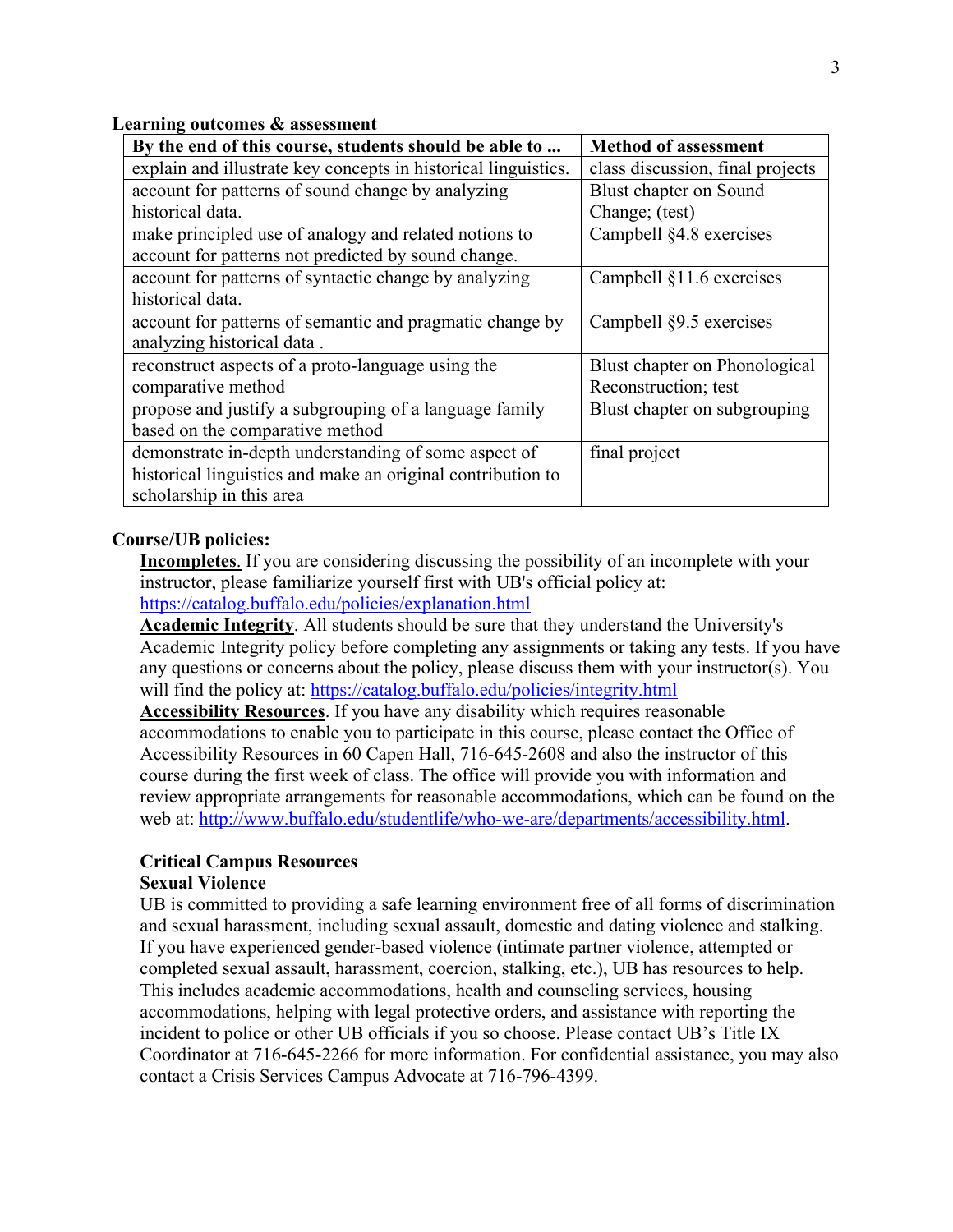**Learning outcomes & assessment**

| By the end of this course, students should be able to ... | Method of assessment |
|---|---|
| explain and illustrate key concepts in historical linguistics. | class discussion, final projects |
| account for patterns of sound change by analyzing historical data. | Blust chapter on Sound Change; (test) |
| make principled use of analogy and related notions to account for patterns not predicted by sound change. | Campbell §4.8 exercises |
| account for patterns of syntactic change by analyzing historical data. | Campbell §11.6 exercises |
| account for patterns of semantic and pragmatic change by analyzing historical data . | Campbell §9.5 exercises |
| reconstruct aspects of a proto-language using the comparative method | Blust chapter on Phonological Reconstruction; test |
| propose and justify a subgrouping of a language family based on the comparative method | Blust chapter on subgrouping |
| demonstrate in-depth understanding of some aspect of historical linguistics and make an original contribution to scholarship in this area | final project |

**Course/UB policies:**

**Incompletes**. If you are considering discussing the possibility of an incomplete with your instructor, please familiarize yourself first with UB's official policy at: https://catalog.buffalo.edu/policies/explanation.html

**Academic Integrity**. All students should be sure that they understand the University's Academic Integrity policy before completing any assignments or taking any tests. If you have any questions or concerns about the policy, please discuss them with your instructor(s). You will find the policy at: https://catalog.buffalo.edu/policies/integrity.html

**Accessibility Resources**. If you have any disability which requires reasonable accommodations to enable you to participate in this course, please contact the Office of Accessibility Resources in 60 Capen Hall, 716-645-2608 and also the instructor of this course during the first week of class. The office will provide you with information and review appropriate arrangements for reasonable accommodations, which can be found on the web at: http://www.buffalo.edu/studentlife/who-we-are/departments/accessibility.html.

**Critical Campus Resources**

**Sexual Violence**

UB is committed to providing a safe learning environment free of all forms of discrimination and sexual harassment, including sexual assault, domestic and dating violence and stalking. If you have experienced gender-based violence (intimate partner violence, attempted or completed sexual assault, harassment, coercion, stalking, etc.), UB has resources to help. This includes academic accommodations, health and counseling services, housing accommodations, helping with legal protective orders, and assistance with reporting the incident to police or other UB officials if you so choose. Please contact UB's Title IX Coordinator at 716-645-2266 for more information. For confidential assistance, you may also contact a Crisis Services Campus Advocate at 716-796-4399.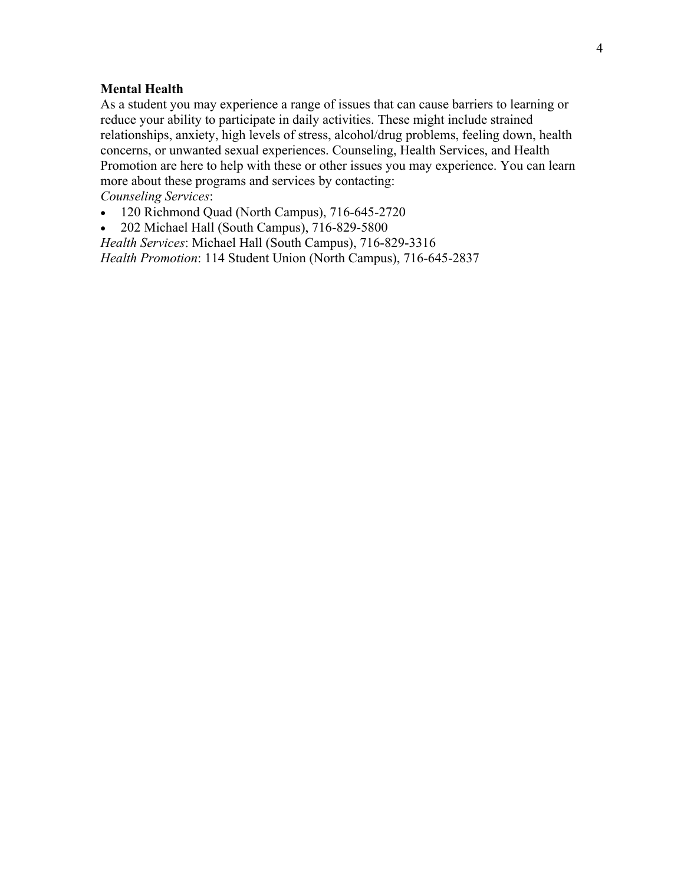**Mental Health**

As a student you may experience a range of issues that can cause barriers to learning or reduce your ability to participate in daily activities. These might include strained relationships, anxiety, high levels of stress, alcohol/drug problems, feeling down, health concerns, or unwanted sexual experiences. Counseling, Health Services, and Health Promotion are here to help with these or other issues you may experience. You can learn more about these programs and services by contacting:

*Counseling Services*:

- 120 Richmond Quad (North Campus), 716-645-2720
- 202 Michael Hall (South Campus), 716-829-5800

*Health Services*: Michael Hall (South Campus), 716-829-3316

*Health Promotion*: 114 Student Union (North Campus), 716-645-2837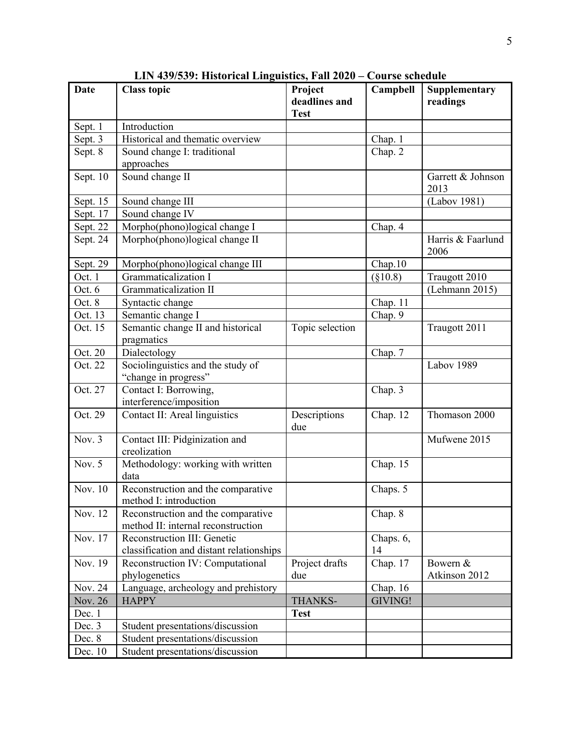**LIN 439/539: Historical Linguistics, Fall 2020 – Course schedule**

| Date | Class topic | Project deadlines and Test | Campbell | Supplementary readings |
|---|---|---|---|---|
| Sept. 1 | Introduction | | | |
| Sept. 3 | Historical and thematic overview | | Chap. 1 | |
| Sept. 8 | Sound change I: traditional approaches | | Chap. 2 | |
| Sept. 10 | Sound change II | | | Garrett & Johnson 2013 |
| Sept. 15 | Sound change III | | | (Labov 1981) |
| Sept. 17 | Sound change IV | | | |
| Sept. 22 | Morpho(phono)logical change I | | Chap. 4 | |
| Sept. 24 | Morpho(phono)logical change II | | | Harris & Faarlund 2006 |
| Sept. 29 | Morpho(phono)logical change III | | Chap.10 | |
| Oct. 1 | Grammaticalization I | | (§10.8) | Traugott 2010 |
| Oct. 6 | Grammaticalization II | | | (Lehmann 2015) |
| Oct. 8 | Syntactic change | | Chap. 11 | |
| Oct. 13 | Semantic change I | | Chap. 9 | |
| Oct. 15 | Semantic change II and historical pragmatics | Topic selection | | Traugott 2011 |
| Oct. 20 | Dialectology | | Chap. 7 | |
| Oct. 22 | Sociolinguistics and the study of "change in progress" | | | Labov 1989 |
| Oct. 27 | Contact I: Borrowing, interference/imposition | | Chap. 3 | |
| Oct. 29 | Contact II: Areal linguistics | Descriptions due | Chap. 12 | Thomason 2000 |
| Nov. 3 | Contact III: Pidginization and creolization | | | Mufwene 2015 |
| Nov. 5 | Methodology: working with written data | | Chap. 15 | |
| Nov. 10 | Reconstruction and the comparative method I: introduction | | Chaps. 5 | |
| Nov. 12 | Reconstruction and the comparative method II: internal reconstruction | | Chap. 8 | |
| Nov. 17 | Reconstruction III: Genetic classification and distant relationships | | Chaps. 6, 14 | |
| Nov. 19 | Reconstruction IV: Computational phylogenetics | Project drafts due | Chap. 17 | Bowern & Atkinson 2012 |
| Nov. 24 | Language, archeology and prehistory | | Chap. 16 | |
| Nov. 26 | HAPPY | THANKS- | GIVING! | |
| Dec. 1 | | **Test** | | |
| Dec. 3 | Student presentations/discussion | | | |
| Dec. 8 | Student presentations/discussion | | | |
| Dec. 10 | Student presentations/discussion | | | |